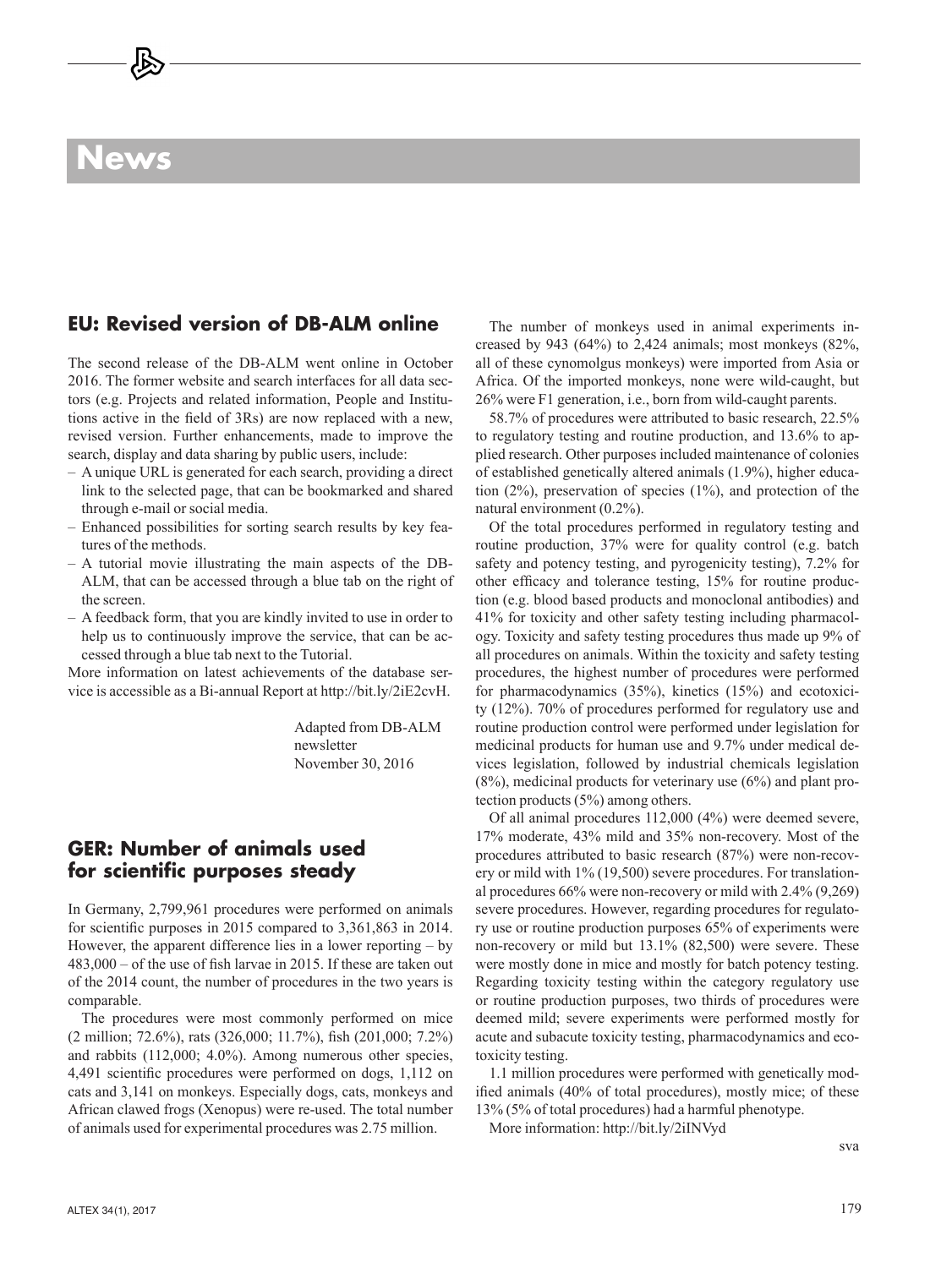# News

## EU: Revised version of DB-ALM online

The second release of the DB-ALM went online in October 2016. The former website and search interfaces for all data sectors (e.g. Projects and related information, People and Institutions active in the field of 3Rs) are now replaced with a new, revised version. Further enhancements, made to improve the search, display and data sharing by public users, include:

- A unique URL is generated for each search, providing a direct link to the selected page, that can be bookmarked and shared through e-mail or social media.
- Enhanced possibilities for sorting search results by key features of the methods.
- A tutorial movie illustrating the main aspects of the DB-ALM, that can be accessed through a blue tab on the right of the screen.
- A feedback form, that you are kindly invited to use in order to help us to continuously improve the service, that can be accessed through a blue tab next to the Tutorial.

More information on latest achievements of the database service is accessible as a Bi-annual Report at http://bit.ly/2iE2cvH.

Adapted from DB-ALM newsletter
November 30, 2016

## GER: Number of animals used for scientific purposes steady

In Germany, 2,799,961 procedures were performed on animals for scientific purposes in 2015 compared to 3,361,863 in 2014. However, the apparent difference lies in a lower reporting – by 483,000 – of the use of fish larvae in 2015. If these are taken out of the 2014 count, the number of procedures in the two years is comparable.

The procedures were most commonly performed on mice (2 million; 72.6%), rats (326,000; 11.7%), fish (201,000; 7.2%) and rabbits (112,000; 4.0%). Among numerous other species, 4,491 scientific procedures were performed on dogs, 1,112 on cats and 3,141 on monkeys. Especially dogs, cats, monkeys and African clawed frogs (Xenopus) were re-used. The total number of animals used for experimental procedures was 2.75 million.

The number of monkeys used in animal experiments increased by 943 (64%) to 2,424 animals; most monkeys (82%, all of these cynomolgus monkeys) were imported from Asia or Africa. Of the imported monkeys, none were wild-caught, but 26% were F1 generation, i.e., born from wild-caught parents.

58.7% of procedures were attributed to basic research, 22.5% to regulatory testing and routine production, and 13.6% to applied research. Other purposes included maintenance of colonies of established genetically altered animals (1.9%), higher education (2%), preservation of species (1%), and protection of the natural environment (0.2%).

Of the total procedures performed in regulatory testing and routine production, 37% were for quality control (e.g. batch safety and potency testing, and pyrogenicity testing), 7.2% for other efficacy and tolerance testing, 15% for routine production (e.g. blood based products and monoclonal antibodies) and 41% for toxicity and other safety testing including pharmacology. Toxicity and safety testing procedures thus made up 9% of all procedures on animals. Within the toxicity and safety testing procedures, the highest number of procedures were performed for pharmacodynamics (35%), kinetics (15%) and ecotoxicity (12%). 70% of procedures performed for regulatory use and routine production control were performed under legislation for medicinal products for human use and 9.7% under medical devices legislation, followed by industrial chemicals legislation (8%), medicinal products for veterinary use (6%) and plant protection products (5%) among others.

Of all animal procedures 112,000 (4%) were deemed severe, 17% moderate, 43% mild and 35% non-recovery. Most of the procedures attributed to basic research (87%) were non-recovery or mild with 1% (19,500) severe procedures. For translational procedures 66% were non-recovery or mild with 2.4% (9,269) severe procedures. However, regarding procedures for regulatory use or routine production purposes 65% of experiments were non-recovery or mild but 13.1% (82,500) were severe. These were mostly done in mice and mostly for batch potency testing. Regarding toxicity testing within the category regulatory use or routine production purposes, two thirds of procedures were deemed mild; severe experiments were performed mostly for acute and subacute toxicity testing, pharmacodynamics and ecotoxicity testing.

1.1 million procedures were performed with genetically modified animals (40% of total procedures), mostly mice; of these 13% (5% of total procedures) had a harmful phenotype.

More information: http://bit.ly/2iINVyd

sva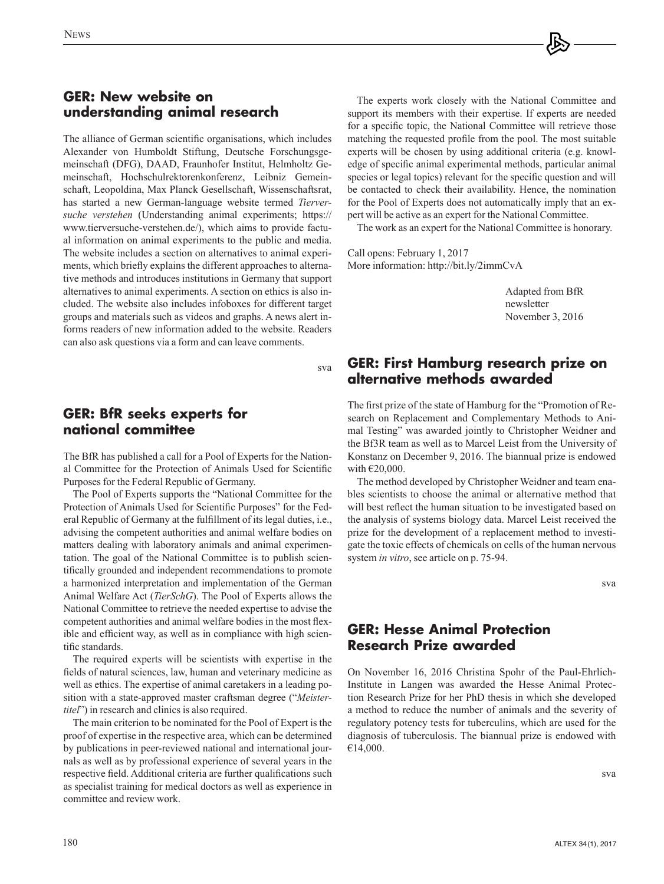## GER: New website on understanding animal research

The alliance of German scientific organisations, which includes Alexander von Humboldt Stiftung, Deutsche Forschungsgemeinschaft (DFG), DAAD, Fraunhofer Institut, Helmholtz Gemeinschaft, Hochschulrektorenkonferenz, Leibniz Gemeinschaft, Leopoldina, Max Planck Gesellschaft, Wissenschaftsrat, has started a new German-language website termed *Tierversuche verstehen* (Understanding animal experiments; https://www.tierversuche-verstehen.de/), which aims to provide factual information on animal experiments to the public and media. The website includes a section on alternatives to animal experiments, which briefly explains the different approaches to alternative methods and introduces institutions in Germany that support alternatives to animal experiments. A section on ethics is also included. The website also includes infoboxes for different target groups and materials such as videos and graphs. A news alert informs readers of new information added to the website. Readers can also ask questions via a form and can leave comments.

sva

## GER: BfR seeks experts for national committee

The BfR has published a call for a Pool of Experts for the National Committee for the Protection of Animals Used for Scientific Purposes for the Federal Republic of Germany.

The Pool of Experts supports the "National Committee for the Protection of Animals Used for Scientific Purposes" for the Federal Republic of Germany at the fulfillment of its legal duties, i.e., advising the competent authorities and animal welfare bodies on matters dealing with laboratory animals and animal experimentation. The goal of the National Committee is to publish scientifically grounded and independent recommendations to promote a harmonized interpretation and implementation of the German Animal Welfare Act (*TierSchG*). The Pool of Experts allows the National Committee to retrieve the needed expertise to advise the competent authorities and animal welfare bodies in the most flexible and efficient way, as well as in compliance with high scientific standards.

The required experts will be scientists with expertise in the fields of natural sciences, law, human and veterinary medicine as well as ethics. The expertise of animal caretakers in a leading position with a state-approved master craftsman degree ("*Meistertitel*") in research and clinics is also required.

The main criterion to be nominated for the Pool of Expert is the proof of expertise in the respective area, which can be determined by publications in peer-reviewed national and international journals as well as by professional experience of several years in the respective field. Additional criteria are further qualifications such as specialist training for medical doctors as well as experience in committee and review work.

The experts work closely with the National Committee and support its members with their expertise. If experts are needed for a specific topic, the National Committee will retrieve those matching the requested profile from the pool. The most suitable experts will be chosen by using additional criteria (e.g. knowledge of specific animal experimental methods, particular animal species or legal topics) relevant for the specific question and will be contacted to check their availability. Hence, the nomination for the Pool of Experts does not automatically imply that an expert will be active as an expert for the National Committee.

The work as an expert for the National Committee is honorary.

Call opens: February 1, 2017
More information: http://bit.ly/2immCvA

Adapted from BfR newsletter
November 3, 2016

## GER: First Hamburg research prize on alternative methods awarded

The first prize of the state of Hamburg for the "Promotion of Research on Replacement and Complementary Methods to Animal Testing" was awarded jointly to Christopher Weidner and the Bf3R team as well as to Marcel Leist from the University of Konstanz on December 9, 2016. The biannual prize is endowed with €20,000.

The method developed by Christopher Weidner and team enables scientists to choose the animal or alternative method that will best reflect the human situation to be investigated based on the analysis of systems biology data. Marcel Leist received the prize for the development of a replacement method to investigate the toxic effects of chemicals on cells of the human nervous system *in vitro*, see article on p. 75-94.

sva

## GER: Hesse Animal Protection Research Prize awarded

On November 16, 2016 Christina Spohr of the Paul-Ehrlich-Institute in Langen was awarded the Hesse Animal Protection Research Prize for her PhD thesis in which she developed a method to reduce the number of animals and the severity of regulatory potency tests for tuberculins, which are used for the diagnosis of tuberculosis. The biannual prize is endowed with €14,000.

sva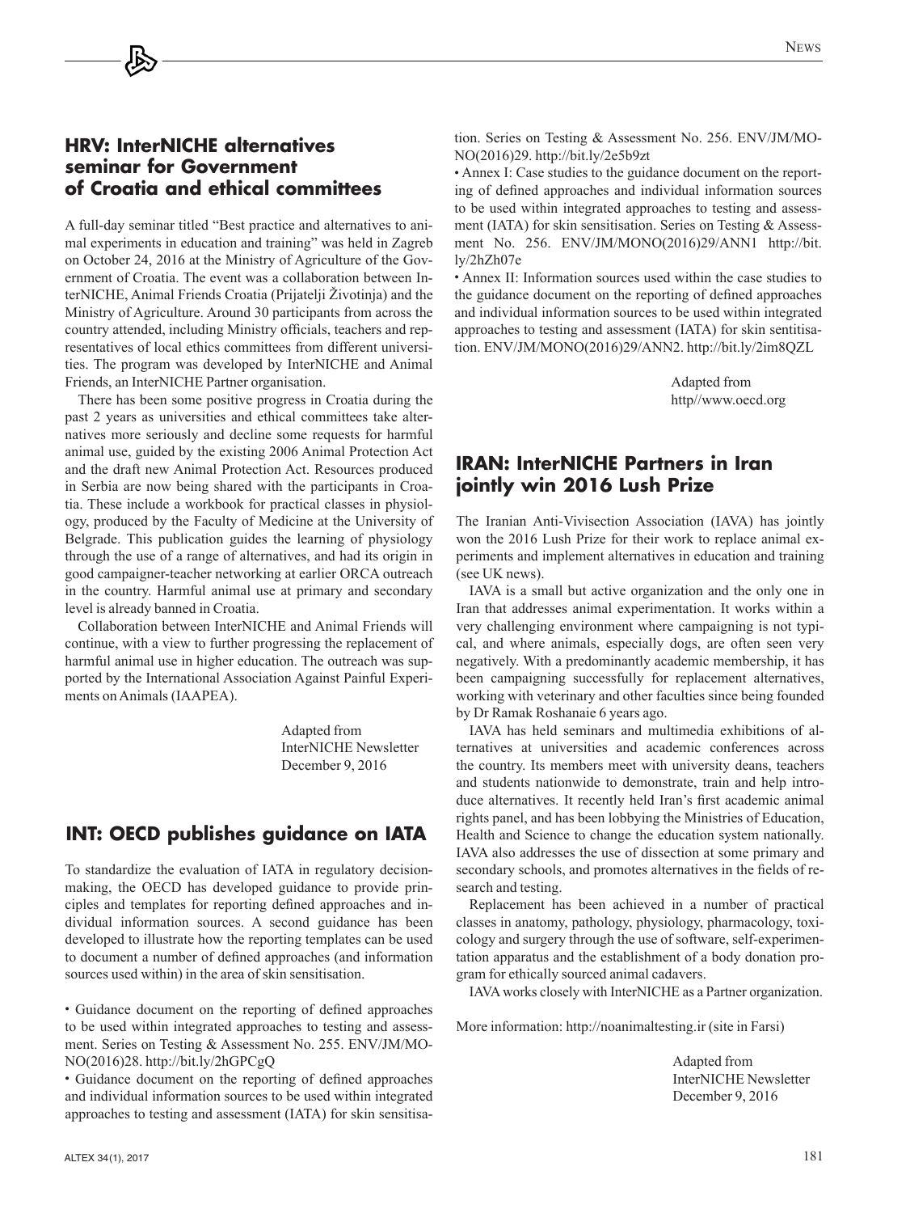## HRV: InterNICHE alternatives seminar for Government of Croatia and ethical committees

A full-day seminar titled “Best practice and alternatives to animal experiments in education and training” was held in Zagreb on October 24, 2016 at the Ministry of Agriculture of the Government of Croatia. The event was a collaboration between InterNICHE, Animal Friends Croatia (Prijatelji Životinja) and the Ministry of Agriculture. Around 30 participants from across the country attended, including Ministry officials, teachers and representatives of local ethics committees from different universities. The program was developed by InterNICHE and Animal Friends, an InterNICHE Partner organisation.

There has been some positive progress in Croatia during the past 2 years as universities and ethical committees take alternatives more seriously and decline some requests for harmful animal use, guided by the existing 2006 Animal Protection Act and the draft new Animal Protection Act. Resources produced in Serbia are now being shared with the participants in Croatia. These include a workbook for practical classes in physiology, produced by the Faculty of Medicine at the University of Belgrade. This publication guides the learning of physiology through the use of a range of alternatives, and had its origin in good campaigner-teacher networking at earlier ORCA outreach in the country. Harmful animal use at primary and secondary level is already banned in Croatia.

Collaboration between InterNICHE and Animal Friends will continue, with a view to further progressing the replacement of harmful animal use in higher education. The outreach was supported by the International Association Against Painful Experiments on Animals (IAAPEA).

Adapted from
InterNICHE Newsletter
December 9, 2016

## INT: OECD publishes guidance on IATA

To standardize the evaluation of IATA in regulatory decision-making, the OECD has developed guidance to provide principles and templates for reporting defined approaches and individual information sources. A second guidance has been developed to illustrate how the reporting templates can be used to document a number of defined approaches (and information sources used within) in the area of skin sensitisation.

- Guidance document on the reporting of defined approaches to be used within integrated approaches to testing and assessment. Series on Testing & Assessment No. 255. ENV/JM/MONO(2016)28. http://bit.ly/2hGPCgQ
- Guidance document on the reporting of defined approaches and individual information sources to be used within integrated approaches to testing and assessment (IATA) for skin sensitisation. Series on Testing & Assessment No. 256. ENV/JM/MONO(2016)29. http://bit.ly/2e5b9zt
- Annex I: Case studies to the guidance document on the reporting of defined approaches and individual information sources to be used within integrated approaches to testing and assessment (IATA) for skin sensitisation. Series on Testing & Assessment No. 256. ENV/JM/MONO(2016)29/ANN1 http://bit.ly/2hZh07e
- Annex II: Information sources used within the case studies to the guidance document on the reporting of defined approaches and individual information sources to be used within integrated approaches to testing and assessment (IATA) for skin sentitisation. ENV/JM/MONO(2016)29/ANN2. http://bit.ly/2im8QZL

Adapted from
http//www.oecd.org

## IRAN: InterNICHE Partners in Iran jointly win 2016 Lush Prize

The Iranian Anti-Vivisection Association (IAVA) has jointly won the 2016 Lush Prize for their work to replace animal experiments and implement alternatives in education and training (see UK news).

IAVA is a small but active organization and the only one in Iran that addresses animal experimentation. It works within a very challenging environment where campaigning is not typical, and where animals, especially dogs, are often seen very negatively. With a predominantly academic membership, it has been campaigning successfully for replacement alternatives, working with veterinary and other faculties since being founded by Dr Ramak Roshanaie 6 years ago.

IAVA has held seminars and multimedia exhibitions of alternatives at universities and academic conferences across the country. Its members meet with university deans, teachers and students nationwide to demonstrate, train and help introduce alternatives. It recently held Iran's first academic animal rights panel, and has been lobbying the Ministries of Education, Health and Science to change the education system nationally. IAVA also addresses the use of dissection at some primary and secondary schools, and promotes alternatives in the fields of research and testing.

Replacement has been achieved in a number of practical classes in anatomy, pathology, physiology, pharmacology, toxicology and surgery through the use of software, self-experimentation apparatus and the establishment of a body donation program for ethically sourced animal cadavers.

IAVA works closely with InterNICHE as a Partner organization.

More information: http://noanimaltesting.ir (site in Farsi)

Adapted from
InterNICHE Newsletter
December 9, 2016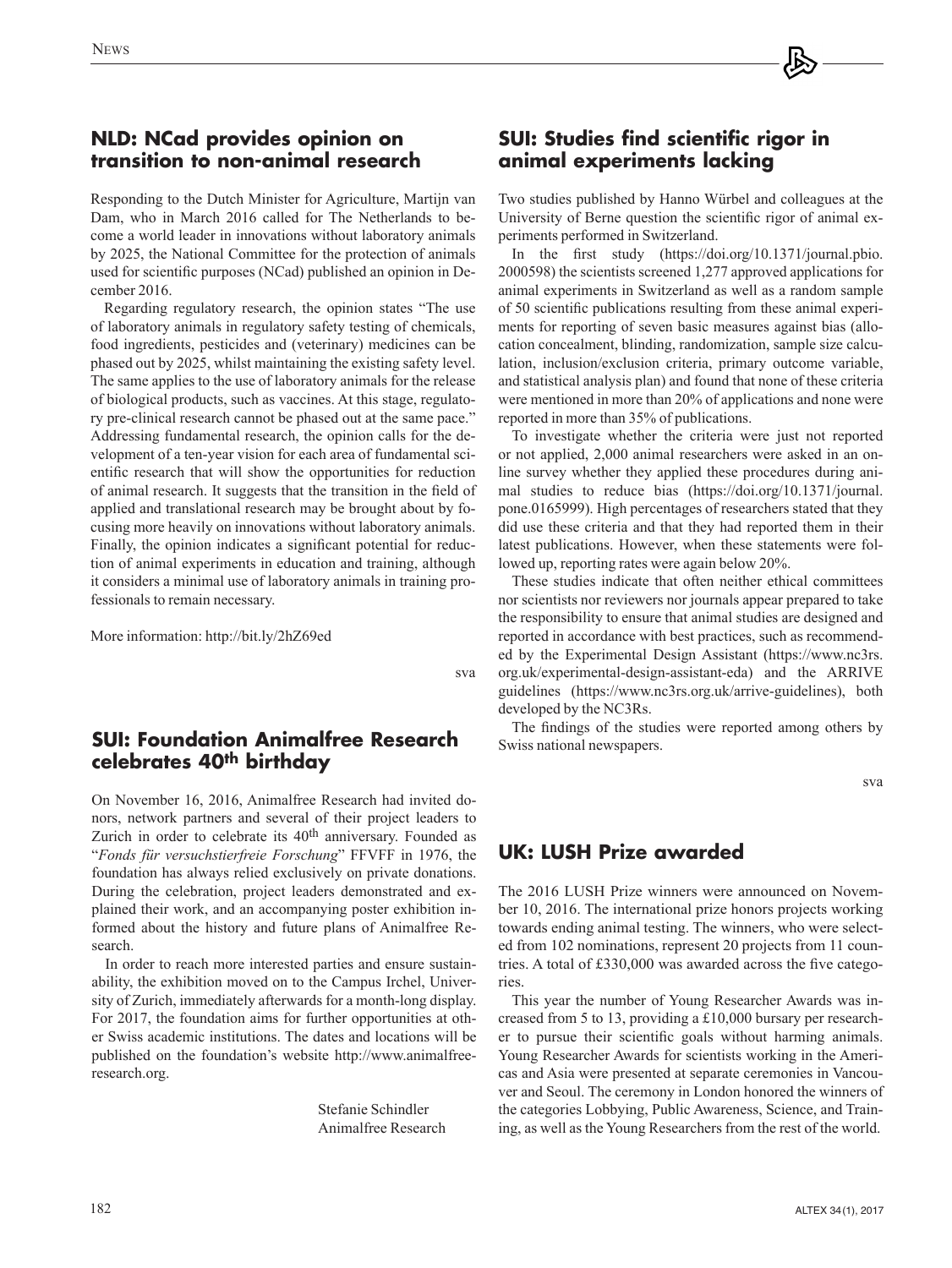## NLD: NCad provides opinion on transition to non-animal research

Responding to the Dutch Minister for Agriculture, Martijn van Dam, who in March 2016 called for The Netherlands to become a world leader in innovations without laboratory animals by 2025, the National Committee for the protection of animals used for scientific purposes (NCad) published an opinion in December 2016.

Regarding regulatory research, the opinion states "The use of laboratory animals in regulatory safety testing of chemicals, food ingredients, pesticides and (veterinary) medicines can be phased out by 2025, whilst maintaining the existing safety level. The same applies to the use of laboratory animals for the release of biological products, such as vaccines. At this stage, regulatory pre-clinical research cannot be phased out at the same pace." Addressing fundamental research, the opinion calls for the development of a ten-year vision for each area of fundamental scientific research that will show the opportunities for reduction of animal research. It suggests that the transition in the field of applied and translational research may be brought about by focusing more heavily on innovations without laboratory animals. Finally, the opinion indicates a significant potential for reduction of animal experiments in education and training, although it considers a minimal use of laboratory animals in training professionals to remain necessary.

More information: http://bit.ly/2hZ69ed

sva

## SUI: Foundation Animalfree Research celebrates 40th birthday

On November 16, 2016, Animalfree Research had invited donors, network partners and several of their project leaders to Zurich in order to celebrate its 40th anniversary. Founded as "*Fonds für versuchstierfreie Forschung*" FFVFF in 1976, the foundation has always relied exclusively on private donations. During the celebration, project leaders demonstrated and explained their work, and an accompanying poster exhibition informed about the history and future plans of Animalfree Research.

In order to reach more interested parties and ensure sustainability, the exhibition moved on to the Campus Irchel, University of Zurich, immediately afterwards for a month-long display. For 2017, the foundation aims for further opportunities at other Swiss academic institutions. The dates and locations will be published on the foundation's website http://www.animalfree-research.org.

Stefanie Schindler
Animalfree Research

## SUI: Studies find scientific rigor in animal experiments lacking

Two studies published by Hanno Würbel and colleagues at the University of Berne question the scientific rigor of animal experiments performed in Switzerland.

In the first study (https://doi.org/10.1371/journal.pbio.2000598) the scientists screened 1,277 approved applications for animal experiments in Switzerland as well as a random sample of 50 scientific publications resulting from these animal experiments for reporting of seven basic measures against bias (allocation concealment, blinding, randomization, sample size calculation, inclusion/exclusion criteria, primary outcome variable, and statistical analysis plan) and found that none of these criteria were mentioned in more than 20% of applications and none were reported in more than 35% of publications.

To investigate whether the criteria were just not reported or not applied, 2,000 animal researchers were asked in an online survey whether they applied these procedures during animal studies to reduce bias (https://doi.org/10.1371/journal.pone.0165999). High percentages of researchers stated that they did use these criteria and that they had reported them in their latest publications. However, when these statements were followed up, reporting rates were again below 20%.

These studies indicate that often neither ethical committees nor scientists nor reviewers nor journals appear prepared to take the responsibility to ensure that animal studies are designed and reported in accordance with best practices, such as recommended by the Experimental Design Assistant (https://www.nc3rs.org.uk/experimental-design-assistant-eda) and the ARRIVE guidelines (https://www.nc3rs.org.uk/arrive-guidelines), both developed by the NC3Rs.

The findings of the studies were reported among others by Swiss national newspapers.

sva

## UK: LUSH Prize awarded

The 2016 LUSH Prize winners were announced on November 10, 2016. The international prize honors projects working towards ending animal testing. The winners, who were selected from 102 nominations, represent 20 projects from 11 countries. A total of £330,000 was awarded across the five categories.

This year the number of Young Researcher Awards was increased from 5 to 13, providing a £10,000 bursary per researcher to pursue their scientific goals without harming animals. Young Researcher Awards for scientists working in the Americas and Asia were presented at separate ceremonies in Vancouver and Seoul. The ceremony in London honored the winners of the categories Lobbying, Public Awareness, Science, and Training, as well as the Young Researchers from the rest of the world.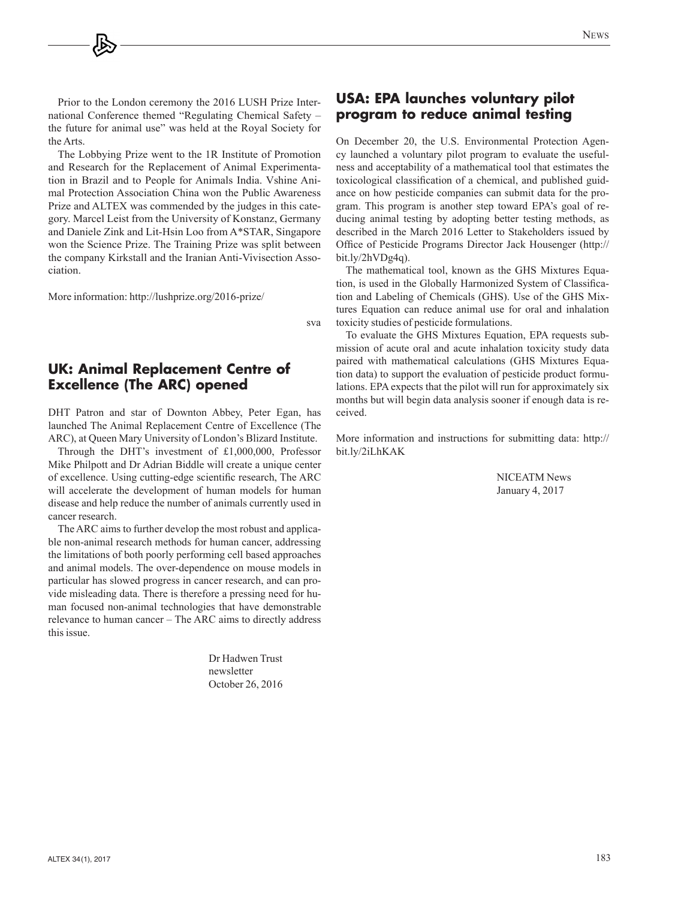Prior to the London ceremony the 2016 LUSH Prize International Conference themed "Regulating Chemical Safety – the future for animal use" was held at the Royal Society for the Arts.

The Lobbying Prize went to the 1R Institute of Promotion and Research for the Replacement of Animal Experimentation in Brazil and to People for Animals India. Vshine Animal Protection Association China won the Public Awareness Prize and ALTEX was commended by the judges in this category. Marcel Leist from the University of Konstanz, Germany and Daniele Zink and Lit-Hsin Loo from A*STAR, Singapore won the Science Prize. The Training Prize was split between the company Kirkstall and the Iranian Anti-Vivisection Association.

More information: http://lushprize.org/2016-prize/

sva

## UK: Animal Replacement Centre of Excellence (The ARC) opened

DHT Patron and star of Downton Abbey, Peter Egan, has launched The Animal Replacement Centre of Excellence (The ARC), at Queen Mary University of London's Blizard Institute.

Through the DHT's investment of £1,000,000, Professor Mike Philpott and Dr Adrian Biddle will create a unique center of excellence. Using cutting-edge scientific research, The ARC will accelerate the development of human models for human disease and help reduce the number of animals currently used in cancer research.

The ARC aims to further develop the most robust and applicable non-animal research methods for human cancer, addressing the limitations of both poorly performing cell based approaches and animal models. The over-dependence on mouse models in particular has slowed progress in cancer research, and can provide misleading data. There is therefore a pressing need for human focused non-animal technologies that have demonstrable relevance to human cancer – The ARC aims to directly address this issue.

Dr Hadwen Trust
newsletter
October 26, 2016

## USA: EPA launches voluntary pilot program to reduce animal testing

On December 20, the U.S. Environmental Protection Agency launched a voluntary pilot program to evaluate the usefulness and acceptability of a mathematical tool that estimates the toxicological classification of a chemical, and published guidance on how pesticide companies can submit data for the program. This program is another step toward EPA's goal of reducing animal testing by adopting better testing methods, as described in the March 2016 Letter to Stakeholders issued by Office of Pesticide Programs Director Jack Housenger (http://bit.ly/2hVDg4q).

The mathematical tool, known as the GHS Mixtures Equation, is used in the Globally Harmonized System of Classification and Labeling of Chemicals (GHS). Use of the GHS Mixtures Equation can reduce animal use for oral and inhalation toxicity studies of pesticide formulations.

To evaluate the GHS Mixtures Equation, EPA requests submission of acute oral and acute inhalation toxicity study data paired with mathematical calculations (GHS Mixtures Equation data) to support the evaluation of pesticide product formulations. EPA expects that the pilot will run for approximately six months but will begin data analysis sooner if enough data is received.

More information and instructions for submitting data: http://bit.ly/2iLhKAK

NICEATM News
January 4, 2017